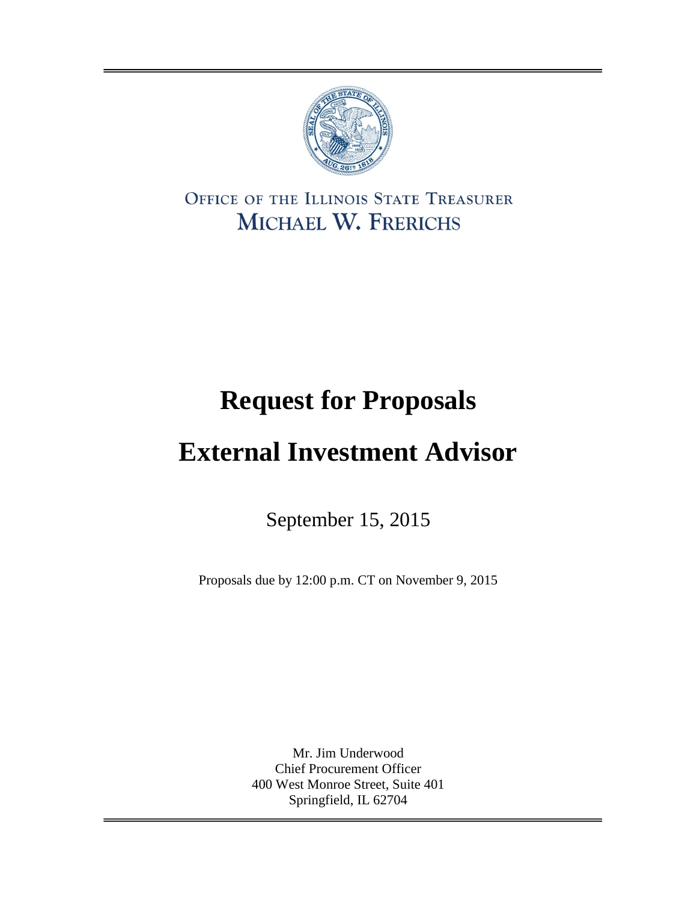Office of the Illinois State Treasurer

Michael W. Frerichs

# Request for Proposals

# External Investment Advisor

September 15, 2015

Proposals due by 12:00 p.m. CT on November 9, 2015

Mr. Jim Underwood
Chief Procurement Officer
400 West Monroe Street, Suite 401
Springfield, IL 62704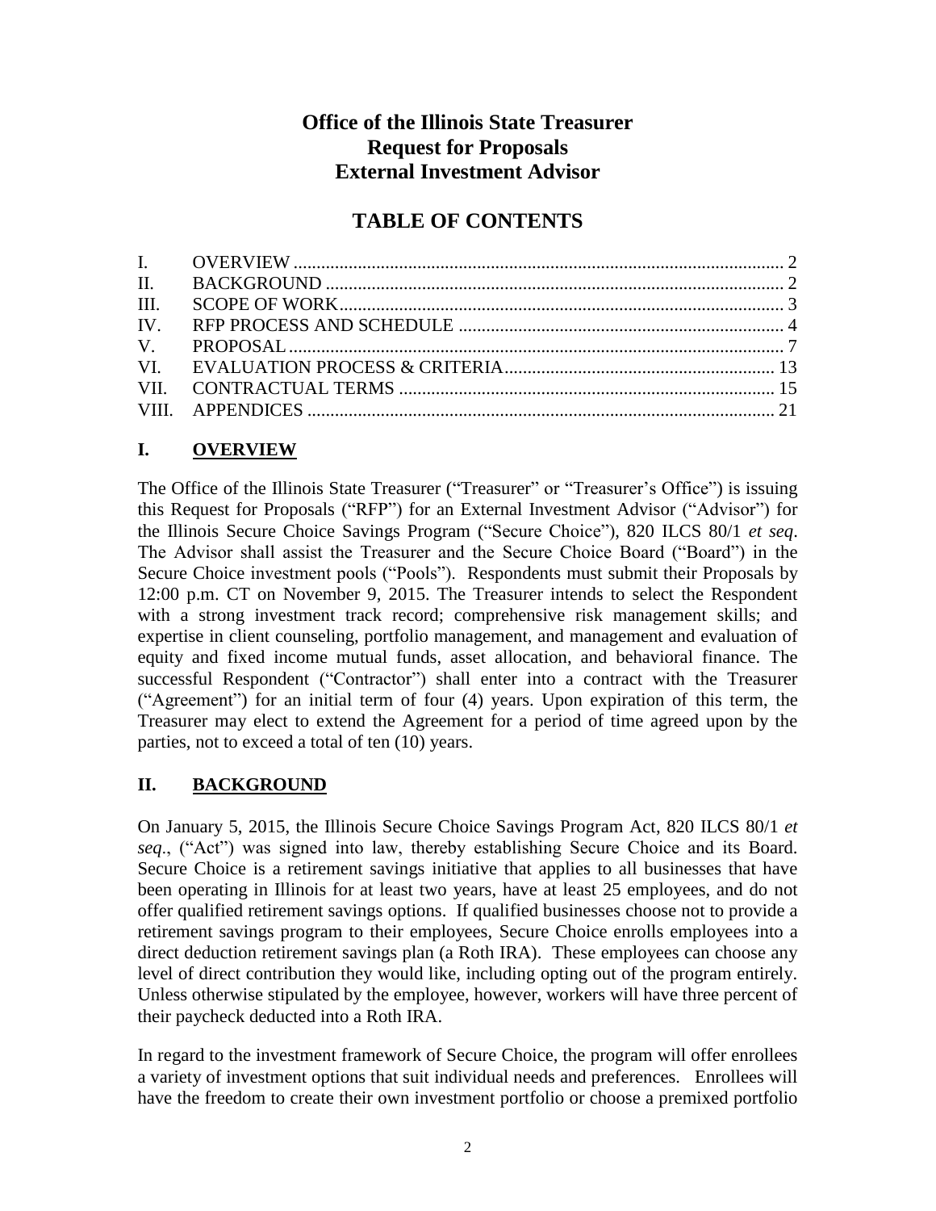# Office of the Illinois State Treasurer
# Request for Proposals
# External Investment Advisor

## TABLE OF CONTENTS

| | | |
|---|---|---|
| I. | OVERVIEW | 2 |
| II. | BACKGROUND | 2 |
| III. | SCOPE OF WORK | 3 |
| IV. | RFP PROCESS AND SCHEDULE | 4 |
| V. | PROPOSAL | 7 |
| VI. | EVALUATION PROCESS & CRITERIA | 13 |
| VII. | CONTRACTUAL TERMS | 15 |
| VIII. | APPENDICES | 21 |

## I. OVERVIEW

The Office of the Illinois State Treasurer ("Treasurer" or "Treasurer's Office") is issuing this Request for Proposals ("RFP") for an External Investment Advisor ("Advisor") for the Illinois Secure Choice Savings Program ("Secure Choice"), 820 ILCS 80/1 *et seq*. The Advisor shall assist the Treasurer and the Secure Choice Board ("Board") in the Secure Choice investment pools ("Pools"). Respondents must submit their Proposals by 12:00 p.m. CT on November 9, 2015. The Treasurer intends to select the Respondent with a strong investment track record; comprehensive risk management skills; and expertise in client counseling, portfolio management, and management and evaluation of equity and fixed income mutual funds, asset allocation, and behavioral finance. The successful Respondent ("Contractor") shall enter into a contract with the Treasurer ("Agreement") for an initial term of four (4) years. Upon expiration of this term, the Treasurer may elect to extend the Agreement for a period of time agreed upon by the parties, not to exceed a total of ten (10) years.

## II. BACKGROUND

On January 5, 2015, the Illinois Secure Choice Savings Program Act, 820 ILCS 80/1 *et seq*., ("Act") was signed into law, thereby establishing Secure Choice and its Board. Secure Choice is a retirement savings initiative that applies to all businesses that have been operating in Illinois for at least two years, have at least 25 employees, and do not offer qualified retirement savings options. If qualified businesses choose not to provide a retirement savings program to their employees, Secure Choice enrolls employees into a direct deduction retirement savings plan (a Roth IRA). These employees can choose any level of direct contribution they would like, including opting out of the program entirely. Unless otherwise stipulated by the employee, however, workers will have three percent of their paycheck deducted into a Roth IRA.

In regard to the investment framework of Secure Choice, the program will offer enrollees a variety of investment options that suit individual needs and preferences. Enrollees will have the freedom to create their own investment portfolio or choose a premixed portfolio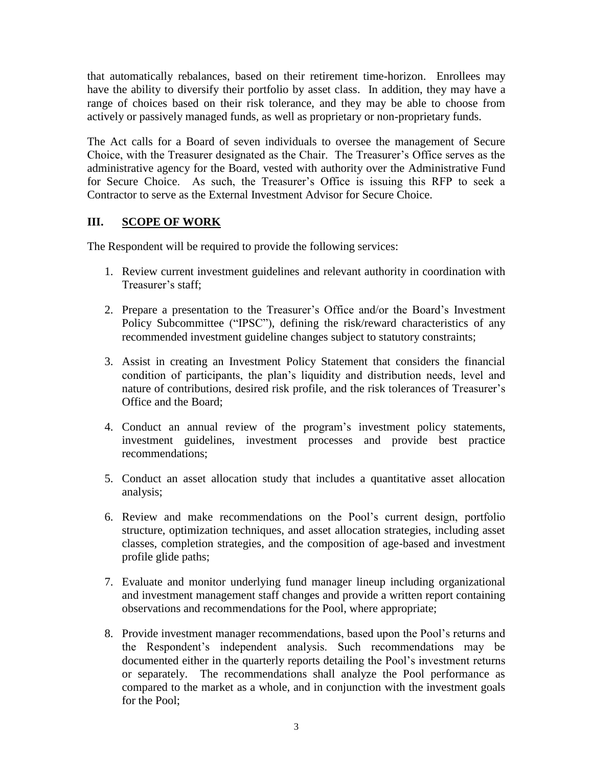that automatically rebalances, based on their retirement time-horizon. Enrollees may have the ability to diversify their portfolio by asset class. In addition, they may have a range of choices based on their risk tolerance, and they may be able to choose from actively or passively managed funds, as well as proprietary or non-proprietary funds.

The Act calls for a Board of seven individuals to oversee the management of Secure Choice, with the Treasurer designated as the Chair. The Treasurer's Office serves as the administrative agency for the Board, vested with authority over the Administrative Fund for Secure Choice. As such, the Treasurer's Office is issuing this RFP to seek a Contractor to serve as the External Investment Advisor for Secure Choice.

## III. SCOPE OF WORK

The Respondent will be required to provide the following services:

1. Review current investment guidelines and relevant authority in coordination with Treasurer's staff;
2. Prepare a presentation to the Treasurer's Office and/or the Board's Investment Policy Subcommittee ("IPSC"), defining the risk/reward characteristics of any recommended investment guideline changes subject to statutory constraints;
3. Assist in creating an Investment Policy Statement that considers the financial condition of participants, the plan's liquidity and distribution needs, level and nature of contributions, desired risk profile, and the risk tolerances of Treasurer's Office and the Board;
4. Conduct an annual review of the program's investment policy statements, investment guidelines, investment processes and provide best practice recommendations;
5. Conduct an asset allocation study that includes a quantitative asset allocation analysis;
6. Review and make recommendations on the Pool's current design, portfolio structure, optimization techniques, and asset allocation strategies, including asset classes, completion strategies, and the composition of age-based and investment profile glide paths;
7. Evaluate and monitor underlying fund manager lineup including organizational and investment management staff changes and provide a written report containing observations and recommendations for the Pool, where appropriate;
8. Provide investment manager recommendations, based upon the Pool's returns and the Respondent's independent analysis. Such recommendations may be documented either in the quarterly reports detailing the Pool's investment returns or separately. The recommendations shall analyze the Pool performance as compared to the market as a whole, and in conjunction with the investment goals for the Pool;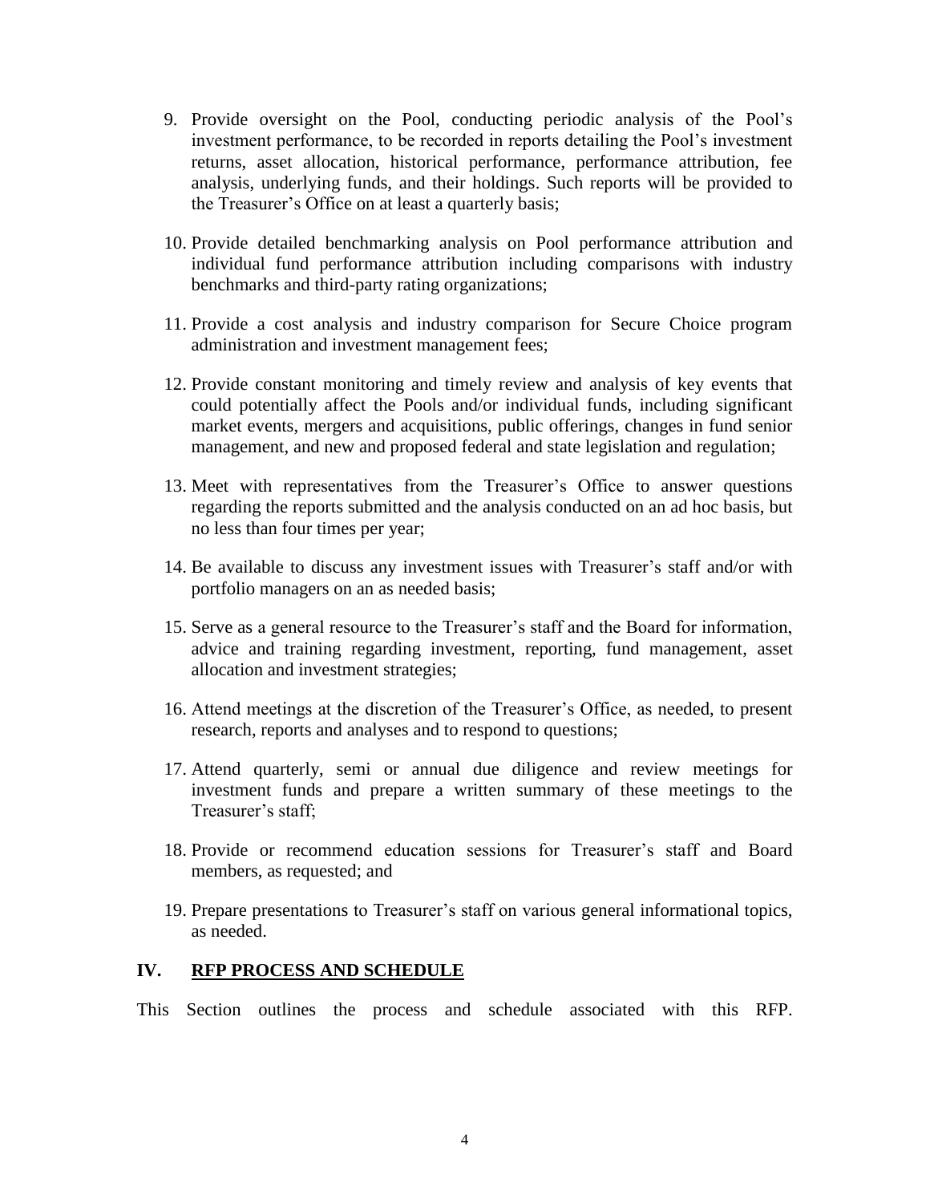9. Provide oversight on the Pool, conducting periodic analysis of the Pool's investment performance, to be recorded in reports detailing the Pool's investment returns, asset allocation, historical performance, performance attribution, fee analysis, underlying funds, and their holdings. Such reports will be provided to the Treasurer's Office on at least a quarterly basis;

10. Provide detailed benchmarking analysis on Pool performance attribution and individual fund performance attribution including comparisons with industry benchmarks and third-party rating organizations;

11. Provide a cost analysis and industry comparison for Secure Choice program administration and investment management fees;

12. Provide constant monitoring and timely review and analysis of key events that could potentially affect the Pools and/or individual funds, including significant market events, mergers and acquisitions, public offerings, changes in fund senior management, and new and proposed federal and state legislation and regulation;

13. Meet with representatives from the Treasurer's Office to answer questions regarding the reports submitted and the analysis conducted on an ad hoc basis, but no less than four times per year;

14. Be available to discuss any investment issues with Treasurer's staff and/or with portfolio managers on an as needed basis;

15. Serve as a general resource to the Treasurer's staff and the Board for information, advice and training regarding investment, reporting, fund management, asset allocation and investment strategies;

16. Attend meetings at the discretion of the Treasurer's Office, as needed, to present research, reports and analyses and to respond to questions;

17. Attend quarterly, semi or annual due diligence and review meetings for investment funds and prepare a written summary of these meetings to the Treasurer's staff;

18. Provide or recommend education sessions for Treasurer's staff and Board members, as requested; and

19. Prepare presentations to Treasurer's staff on various general informational topics, as needed.

## IV. RFP PROCESS AND SCHEDULE

This Section outlines the process and schedule associated with this RFP.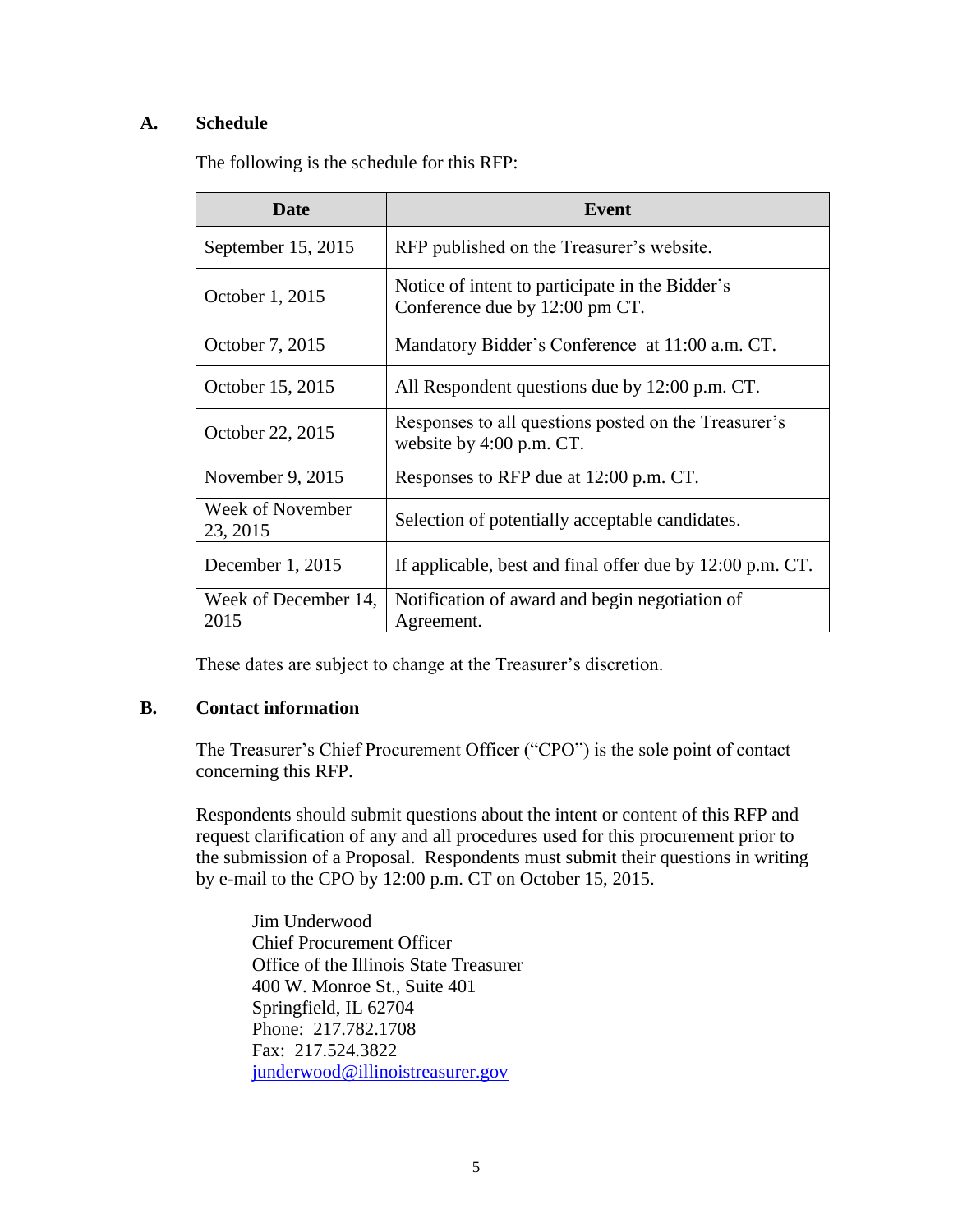## A. Schedule

The following is the schedule for this RFP:

| Date | Event |
|---|---|
| September 15, 2015 | RFP published on the Treasurer's website. |
| October 1, 2015 | Notice of intent to participate in the Bidder's Conference due by 12:00 pm CT. |
| October 7, 2015 | Mandatory Bidder's Conference at 11:00 a.m. CT. |
| October 15, 2015 | All Respondent questions due by 12:00 p.m. CT. |
| October 22, 2015 | Responses to all questions posted on the Treasurer's website by 4:00 p.m. CT. |
| November 9, 2015 | Responses to RFP due at 12:00 p.m. CT. |
| Week of November 23, 2015 | Selection of potentially acceptable candidates. |
| December 1, 2015 | If applicable, best and final offer due by 12:00 p.m. CT. |
| Week of December 14, 2015 | Notification of award and begin negotiation of Agreement. |

These dates are subject to change at the Treasurer's discretion.

## B. Contact information

The Treasurer's Chief Procurement Officer ("CPO") is the sole point of contact concerning this RFP.

Respondents should submit questions about the intent or content of this RFP and request clarification of any and all procedures used for this procurement prior to the submission of a Proposal. Respondents must submit their questions in writing by e-mail to the CPO by 12:00 p.m. CT on October 15, 2015.

Jim Underwood
Chief Procurement Officer
Office of the Illinois State Treasurer
400 W. Monroe St., Suite 401
Springfield, IL 62704
Phone: 217.782.1708
Fax: 217.524.3822
junderwood@illinoistreasurer.gov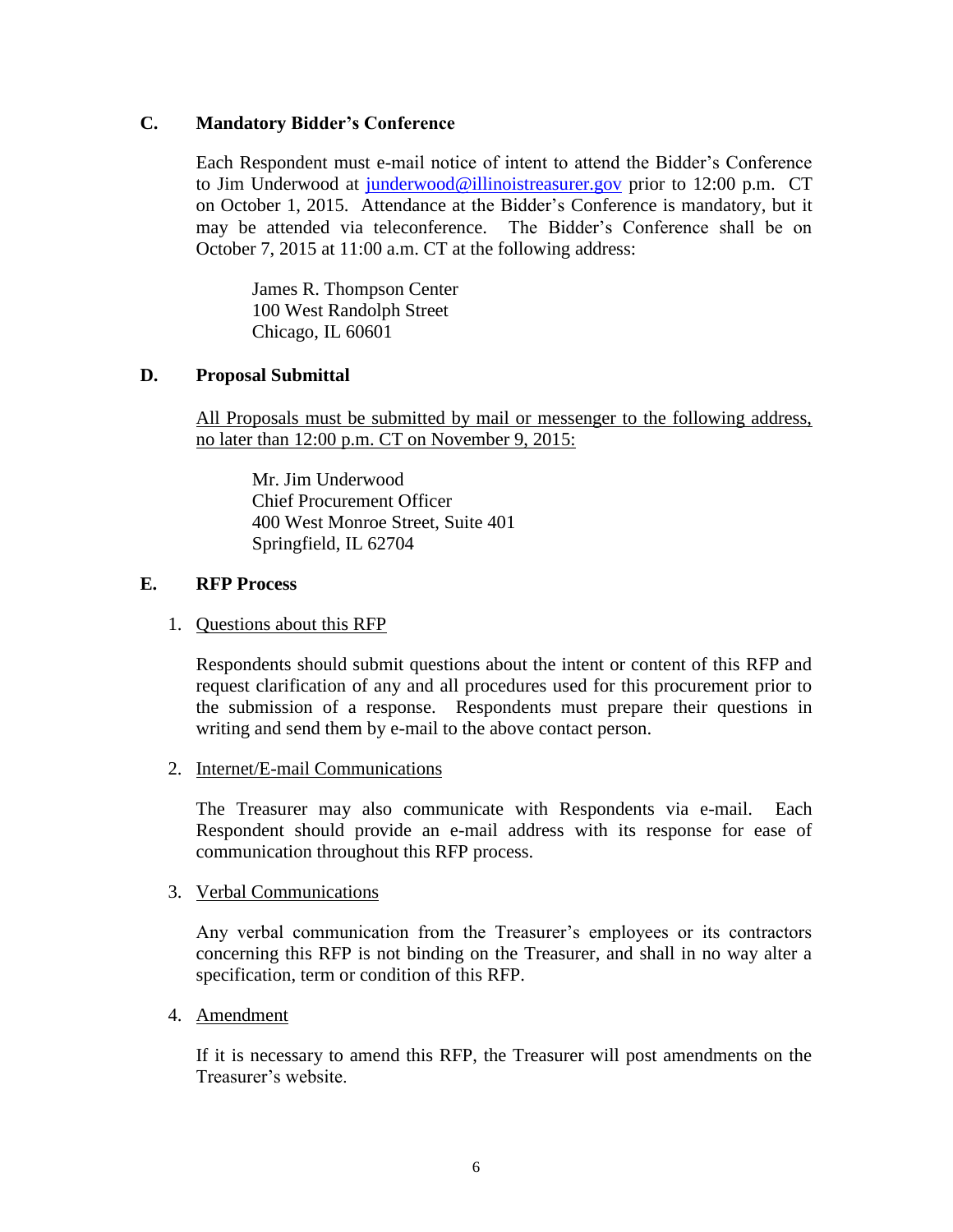### C. Mandatory Bidder's Conference

Each Respondent must e-mail notice of intent to attend the Bidder's Conference to Jim Underwood at [junderwood@illinoistreasurer.gov](mailto:junderwood@illinoistreasurer.gov) prior to 12:00 p.m. CT on October 1, 2015. Attendance at the Bidder's Conference is mandatory, but it may be attended via teleconference. The Bidder's Conference shall be on October 7, 2015 at 11:00 a.m. CT at the following address:

James R. Thompson Center
100 West Randolph Street
Chicago, IL 60601

### D. Proposal Submittal

<u>All Proposals must be submitted by mail or messenger to the following address, no later than 12:00 p.m. CT on November 9, 2015:</u>

Mr. Jim Underwood
Chief Procurement Officer
400 West Monroe Street, Suite 401
Springfield, IL 62704

### E. RFP Process

1. <u>Questions about this RFP</u>

   Respondents should submit questions about the intent or content of this RFP and request clarification of any and all procedures used for this procurement prior to the submission of a response. Respondents must prepare their questions in writing and send them by e-mail to the above contact person.

2. <u>Internet/E-mail Communications</u>

   The Treasurer may also communicate with Respondents via e-mail. Each Respondent should provide an e-mail address with its response for ease of communication throughout this RFP process.

3. <u>Verbal Communications</u>

   Any verbal communication from the Treasurer's employees or its contractors concerning this RFP is not binding on the Treasurer, and shall in no way alter a specification, term or condition of this RFP.

4. <u>Amendment</u>

   If it is necessary to amend this RFP, the Treasurer will post amendments on the Treasurer's website.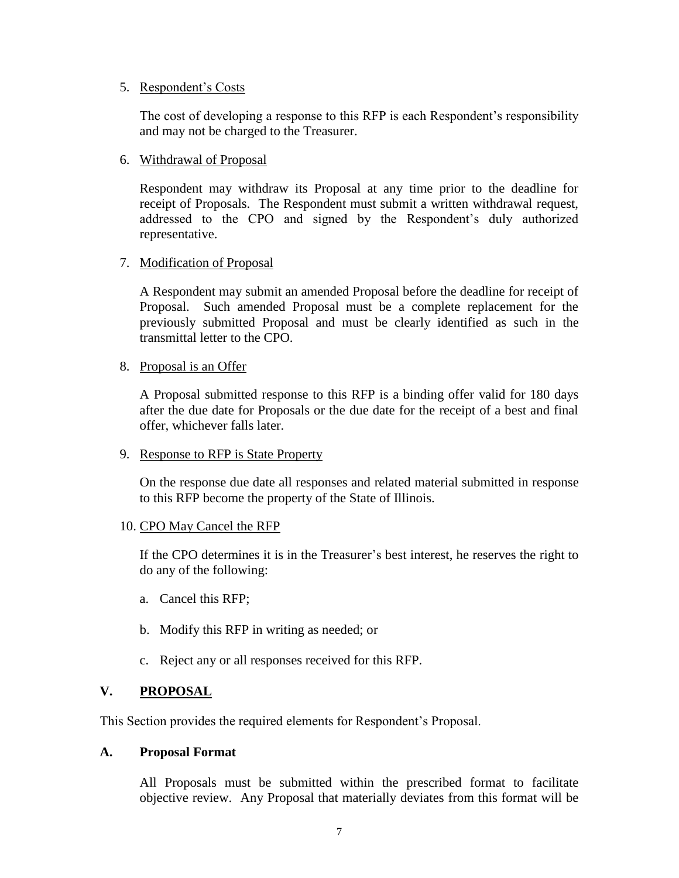5. <u>Respondent's Costs</u>

   The cost of developing a response to this RFP is each Respondent's responsibility and may not be charged to the Treasurer.

6. <u>Withdrawal of Proposal</u>

   Respondent may withdraw its Proposal at any time prior to the deadline for receipt of Proposals. The Respondent must submit a written withdrawal request, addressed to the CPO and signed by the Respondent's duly authorized representative.

7. <u>Modification of Proposal</u>

   A Respondent may submit an amended Proposal before the deadline for receipt of Proposal. Such amended Proposal must be a complete replacement for the previously submitted Proposal and must be clearly identified as such in the transmittal letter to the CPO.

8. <u>Proposal is an Offer</u>

   A Proposal submitted response to this RFP is a binding offer valid for 180 days after the due date for Proposals or the due date for the receipt of a best and final offer, whichever falls later.

9. <u>Response to RFP is State Property</u>

   On the response due date all responses and related material submitted in response to this RFP become the property of the State of Illinois.

10. <u>CPO May Cancel the RFP</u>

    If the CPO determines it is in the Treasurer's best interest, he reserves the right to do any of the following:

    a. Cancel this RFP;

    b. Modify this RFP in writing as needed; or

    c. Reject any or all responses received for this RFP.

## V. <u>PROPOSAL</u>

This Section provides the required elements for Respondent's Proposal.

### A. Proposal Format

All Proposals must be submitted within the prescribed format to facilitate objective review. Any Proposal that materially deviates from this format will be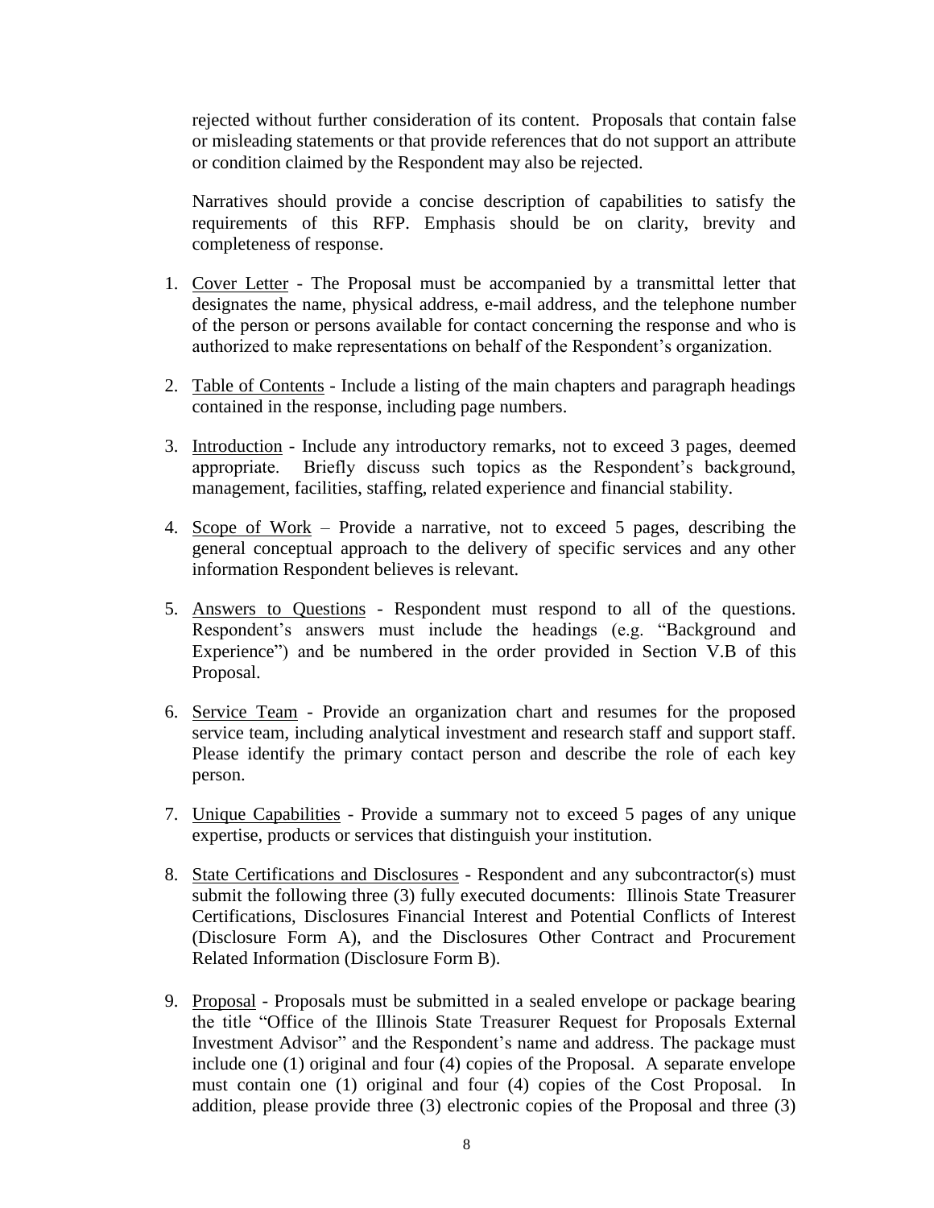rejected without further consideration of its content. Proposals that contain false or misleading statements or that provide references that do not support an attribute or condition claimed by the Respondent may also be rejected.

Narratives should provide a concise description of capabilities to satisfy the requirements of this RFP. Emphasis should be on clarity, brevity and completeness of response.

1. Cover Letter - The Proposal must be accompanied by a transmittal letter that designates the name, physical address, e-mail address, and the telephone number of the person or persons available for contact concerning the response and who is authorized to make representations on behalf of the Respondent's organization.

2. Table of Contents - Include a listing of the main chapters and paragraph headings contained in the response, including page numbers.

3. Introduction - Include any introductory remarks, not to exceed 3 pages, deemed appropriate. Briefly discuss such topics as the Respondent's background, management, facilities, staffing, related experience and financial stability.

4. Scope of Work – Provide a narrative, not to exceed 5 pages, describing the general conceptual approach to the delivery of specific services and any other information Respondent believes is relevant.

5. Answers to Questions - Respondent must respond to all of the questions. Respondent's answers must include the headings (e.g. "Background and Experience") and be numbered in the order provided in Section V.B of this Proposal.

6. Service Team - Provide an organization chart and resumes for the proposed service team, including analytical investment and research staff and support staff. Please identify the primary contact person and describe the role of each key person.

7. Unique Capabilities - Provide a summary not to exceed 5 pages of any unique expertise, products or services that distinguish your institution.

8. State Certifications and Disclosures - Respondent and any subcontractor(s) must submit the following three (3) fully executed documents: Illinois State Treasurer Certifications, Disclosures Financial Interest and Potential Conflicts of Interest (Disclosure Form A), and the Disclosures Other Contract and Procurement Related Information (Disclosure Form B).

9. Proposal - Proposals must be submitted in a sealed envelope or package bearing the title "Office of the Illinois State Treasurer Request for Proposals External Investment Advisor" and the Respondent's name and address. The package must include one (1) original and four (4) copies of the Proposal. A separate envelope must contain one (1) original and four (4) copies of the Cost Proposal. In addition, please provide three (3) electronic copies of the Proposal and three (3)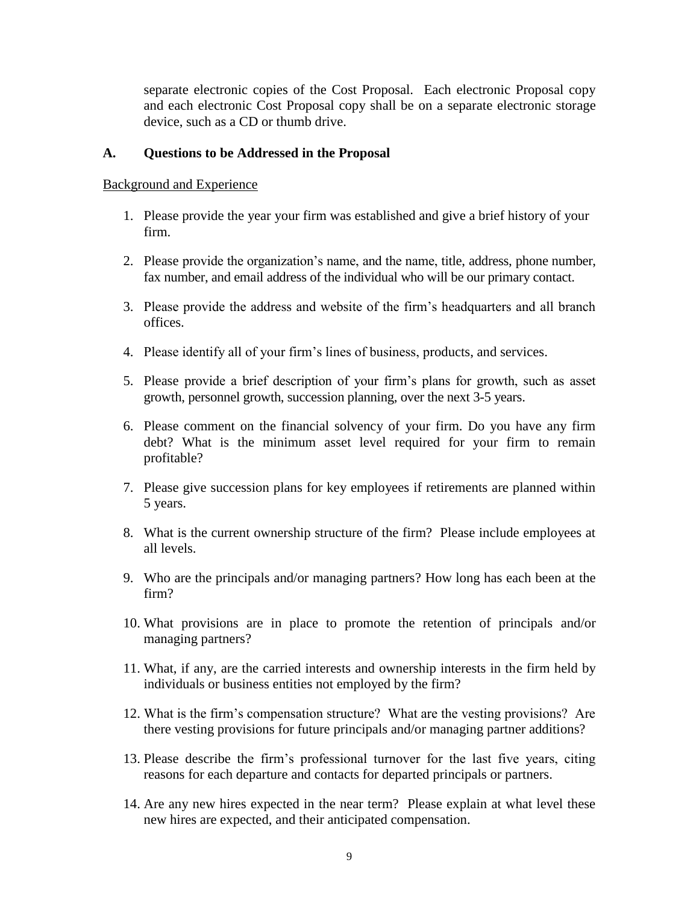separate electronic copies of the Cost Proposal. Each electronic Proposal copy and each electronic Cost Proposal copy shall be on a separate electronic storage device, such as a CD or thumb drive.

### A. Questions to be Addressed in the Proposal

<u>Background and Experience</u>

1. Please provide the year your firm was established and give a brief history of your firm.
2. Please provide the organization's name, and the name, title, address, phone number, fax number, and email address of the individual who will be our primary contact.
3. Please provide the address and website of the firm's headquarters and all branch offices.
4. Please identify all of your firm's lines of business, products, and services.
5. Please provide a brief description of your firm's plans for growth, such as asset growth, personnel growth, succession planning, over the next 3-5 years.
6. Please comment on the financial solvency of your firm. Do you have any firm debt? What is the minimum asset level required for your firm to remain profitable?
7. Please give succession plans for key employees if retirements are planned within 5 years.
8. What is the current ownership structure of the firm? Please include employees at all levels.
9. Who are the principals and/or managing partners? How long has each been at the firm?
10. What provisions are in place to promote the retention of principals and/or managing partners?
11. What, if any, are the carried interests and ownership interests in the firm held by individuals or business entities not employed by the firm?
12. What is the firm's compensation structure? What are the vesting provisions? Are there vesting provisions for future principals and/or managing partner additions?
13. Please describe the firm's professional turnover for the last five years, citing reasons for each departure and contacts for departed principals or partners.
14. Are any new hires expected in the near term? Please explain at what level these new hires are expected, and their anticipated compensation.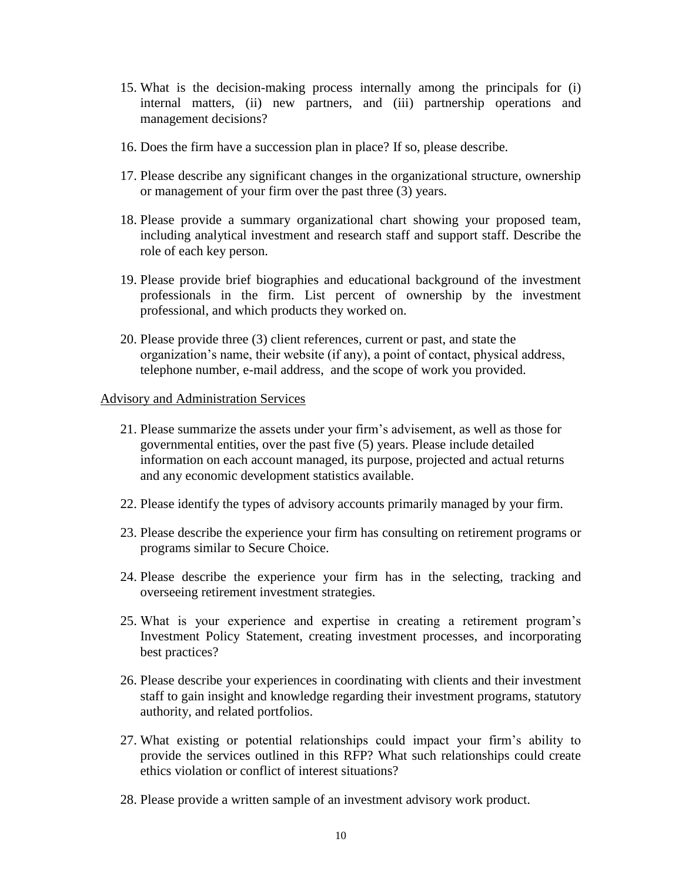15. What is the decision-making process internally among the principals for (i) internal matters, (ii) new partners, and (iii) partnership operations and management decisions?

16. Does the firm have a succession plan in place? If so, please describe.

17. Please describe any significant changes in the organizational structure, ownership or management of your firm over the past three (3) years.

18. Please provide a summary organizational chart showing your proposed team, including analytical investment and research staff and support staff. Describe the role of each key person.

19. Please provide brief biographies and educational background of the investment professionals in the firm. List percent of ownership by the investment professional, and which products they worked on.

20. Please provide three (3) client references, current or past, and state the organization's name, their website (if any), a point of contact, physical address, telephone number, e-mail address, and the scope of work you provided.

<u>Advisory and Administration Services</u>

21. Please summarize the assets under your firm's advisement, as well as those for governmental entities, over the past five (5) years. Please include detailed information on each account managed, its purpose, projected and actual returns and any economic development statistics available.

22. Please identify the types of advisory accounts primarily managed by your firm.

23. Please describe the experience your firm has consulting on retirement programs or programs similar to Secure Choice.

24. Please describe the experience your firm has in the selecting, tracking and overseeing retirement investment strategies.

25. What is your experience and expertise in creating a retirement program's Investment Policy Statement, creating investment processes, and incorporating best practices?

26. Please describe your experiences in coordinating with clients and their investment staff to gain insight and knowledge regarding their investment programs, statutory authority, and related portfolios.

27. What existing or potential relationships could impact your firm's ability to provide the services outlined in this RFP? What such relationships could create ethics violation or conflict of interest situations?

28. Please provide a written sample of an investment advisory work product.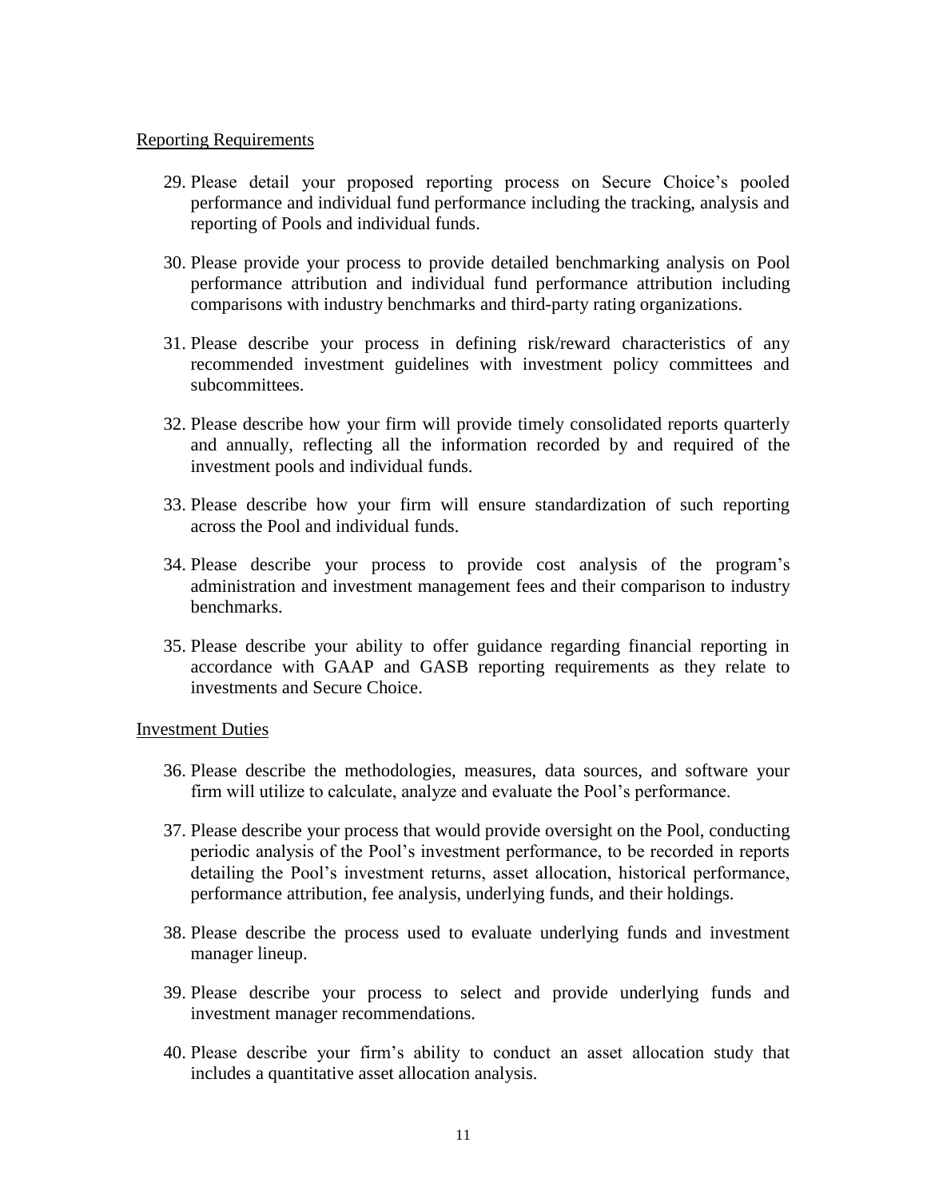Reporting Requirements

29. Please detail your proposed reporting process on Secure Choice's pooled performance and individual fund performance including the tracking, analysis and reporting of Pools and individual funds.

30. Please provide your process to provide detailed benchmarking analysis on Pool performance attribution and individual fund performance attribution including comparisons with industry benchmarks and third-party rating organizations.

31. Please describe your process in defining risk/reward characteristics of any recommended investment guidelines with investment policy committees and subcommittees.

32. Please describe how your firm will provide timely consolidated reports quarterly and annually, reflecting all the information recorded by and required of the investment pools and individual funds.

33. Please describe how your firm will ensure standardization of such reporting across the Pool and individual funds.

34. Please describe your process to provide cost analysis of the program's administration and investment management fees and their comparison to industry benchmarks.

35. Please describe your ability to offer guidance regarding financial reporting in accordance with GAAP and GASB reporting requirements as they relate to investments and Secure Choice.

Investment Duties

36. Please describe the methodologies, measures, data sources, and software your firm will utilize to calculate, analyze and evaluate the Pool's performance.

37. Please describe your process that would provide oversight on the Pool, conducting periodic analysis of the Pool's investment performance, to be recorded in reports detailing the Pool's investment returns, asset allocation, historical performance, performance attribution, fee analysis, underlying funds, and their holdings.

38. Please describe the process used to evaluate underlying funds and investment manager lineup.

39. Please describe your process to select and provide underlying funds and investment manager recommendations.

40. Please describe your firm's ability to conduct an asset allocation study that includes a quantitative asset allocation analysis.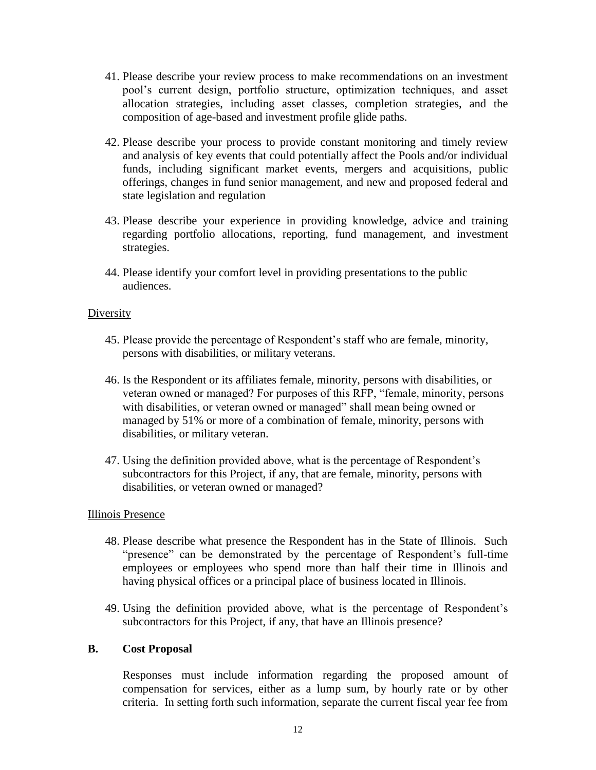41. Please describe your review process to make recommendations on an investment pool's current design, portfolio structure, optimization techniques, and asset allocation strategies, including asset classes, completion strategies, and the composition of age-based and investment profile glide paths.

42. Please describe your process to provide constant monitoring and timely review and analysis of key events that could potentially affect the Pools and/or individual funds, including significant market events, mergers and acquisitions, public offerings, changes in fund senior management, and new and proposed federal and state legislation and regulation

43. Please describe your experience in providing knowledge, advice and training regarding portfolio allocations, reporting, fund management, and investment strategies.

44. Please identify your comfort level in providing presentations to the public audiences.

Diversity

45. Please provide the percentage of Respondent's staff who are female, minority, persons with disabilities, or military veterans.

46. Is the Respondent or its affiliates female, minority, persons with disabilities, or veteran owned or managed? For purposes of this RFP, "female, minority, persons with disabilities, or veteran owned or managed" shall mean being owned or managed by 51% or more of a combination of female, minority, persons with disabilities, or military veteran.

47. Using the definition provided above, what is the percentage of Respondent's subcontractors for this Project, if any, that are female, minority, persons with disabilities, or veteran owned or managed?

Illinois Presence

48. Please describe what presence the Respondent has in the State of Illinois. Such "presence" can be demonstrated by the percentage of Respondent's full-time employees or employees who spend more than half their time in Illinois and having physical offices or a principal place of business located in Illinois.

49. Using the definition provided above, what is the percentage of Respondent's subcontractors for this Project, if any, that have an Illinois presence?

## B. Cost Proposal

Responses must include information regarding the proposed amount of compensation for services, either as a lump sum, by hourly rate or by other criteria. In setting forth such information, separate the current fiscal year fee from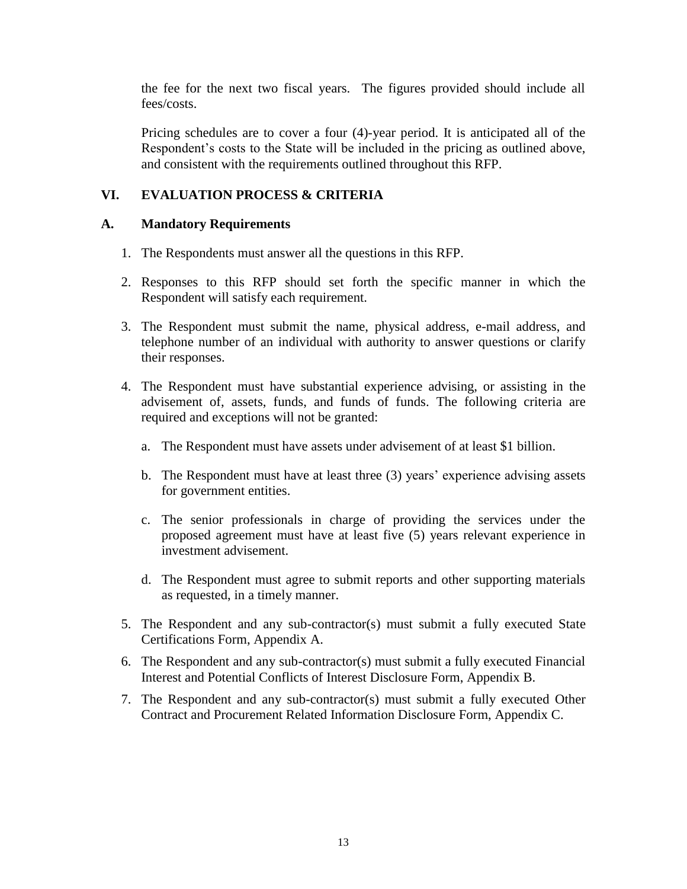the fee for the next two fiscal years. The figures provided should include all fees/costs.

Pricing schedules are to cover a four (4)-year period. It is anticipated all of the Respondent's costs to the State will be included in the pricing as outlined above, and consistent with the requirements outlined throughout this RFP.

## VI. EVALUATION PROCESS & CRITERIA

### A. Mandatory Requirements

1. The Respondents must answer all the questions in this RFP.

2. Responses to this RFP should set forth the specific manner in which the Respondent will satisfy each requirement.

3. The Respondent must submit the name, physical address, e-mail address, and telephone number of an individual with authority to answer questions or clarify their responses.

4. The Respondent must have substantial experience advising, or assisting in the advisement of, assets, funds, and funds of funds. The following criteria are required and exceptions will not be granted:

   a. The Respondent must have assets under advisement of at least $1 billion.

   b. The Respondent must have at least three (3) years' experience advising assets for government entities.

   c. The senior professionals in charge of providing the services under the proposed agreement must have at least five (5) years relevant experience in investment advisement.

   d. The Respondent must agree to submit reports and other supporting materials as requested, in a timely manner.

5. The Respondent and any sub-contractor(s) must submit a fully executed State Certifications Form, Appendix A.

6. The Respondent and any sub-contractor(s) must submit a fully executed Financial Interest and Potential Conflicts of Interest Disclosure Form, Appendix B.

7. The Respondent and any sub-contractor(s) must submit a fully executed Other Contract and Procurement Related Information Disclosure Form, Appendix C.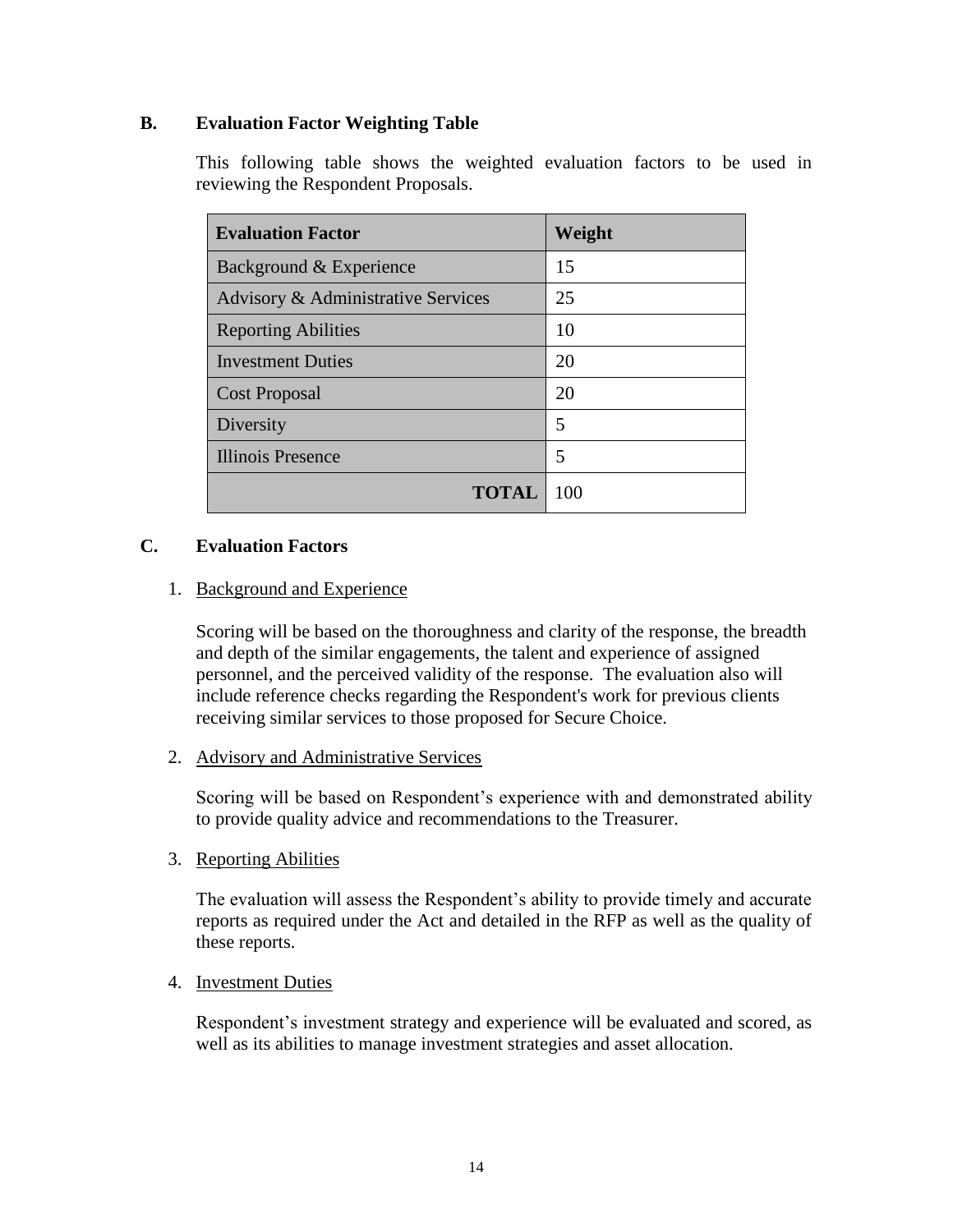### B. Evaluation Factor Weighting Table

This following table shows the weighted evaluation factors to be used in reviewing the Respondent Proposals.

| Evaluation Factor | Weight |
| --- | --- |
| Background & Experience | 15 |
| Advisory & Administrative Services | 25 |
| Reporting Abilities | 10 |
| Investment Duties | 20 |
| Cost Proposal | 20 |
| Diversity | 5 |
| Illinois Presence | 5 |
| **TOTAL** | 100 |

### C. Evaluation Factors

1. Background and Experience

   Scoring will be based on the thoroughness and clarity of the response, the breadth and depth of the similar engagements, the talent and experience of assigned personnel, and the perceived validity of the response. The evaluation also will include reference checks regarding the Respondent's work for previous clients receiving similar services to those proposed for Secure Choice.

2. Advisory and Administrative Services

   Scoring will be based on Respondent's experience with and demonstrated ability to provide quality advice and recommendations to the Treasurer.

3. Reporting Abilities

   The evaluation will assess the Respondent's ability to provide timely and accurate reports as required under the Act and detailed in the RFP as well as the quality of these reports.

4. Investment Duties

   Respondent's investment strategy and experience will be evaluated and scored, as well as its abilities to manage investment strategies and asset allocation.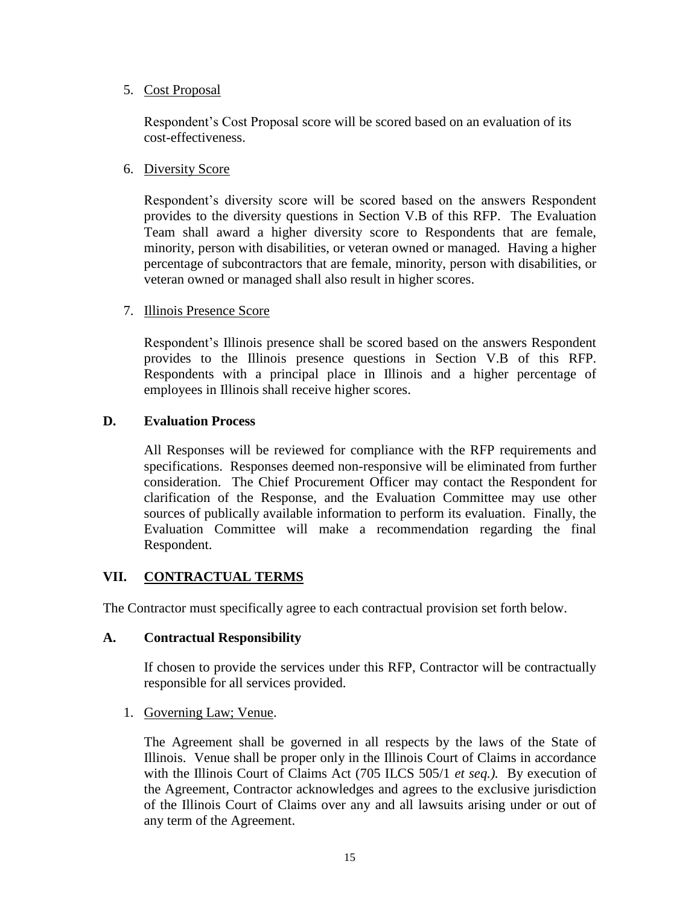5. <u>Cost Proposal</u>

   Respondent's Cost Proposal score will be scored based on an evaluation of its cost-effectiveness.

6. <u>Diversity Score</u>

   Respondent's diversity score will be scored based on the answers Respondent provides to the diversity questions in Section V.B of this RFP. The Evaluation Team shall award a higher diversity score to Respondents that are female, minority, person with disabilities, or veteran owned or managed. Having a higher percentage of subcontractors that are female, minority, person with disabilities, or veteran owned or managed shall also result in higher scores.

7. <u>Illinois Presence Score</u>

   Respondent's Illinois presence shall be scored based on the answers Respondent provides to the Illinois presence questions in Section V.B of this RFP. Respondents with a principal place in Illinois and a higher percentage of employees in Illinois shall receive higher scores.

### D. Evaluation Process

All Responses will be reviewed for compliance with the RFP requirements and specifications. Responses deemed non-responsive will be eliminated from further consideration. The Chief Procurement Officer may contact the Respondent for clarification of the Response, and the Evaluation Committee may use other sources of publically available information to perform its evaluation. Finally, the Evaluation Committee will make a recommendation regarding the final Respondent.

## VII. <u>CONTRACTUAL TERMS</u>

The Contractor must specifically agree to each contractual provision set forth below.

### A. Contractual Responsibility

If chosen to provide the services under this RFP, Contractor will be contractually responsible for all services provided.

1. <u>Governing Law; Venue</u>.

   The Agreement shall be governed in all respects by the laws of the State of Illinois. Venue shall be proper only in the Illinois Court of Claims in accordance with the Illinois Court of Claims Act (705 ILCS 505/1 *et seq.).* By execution of the Agreement, Contractor acknowledges and agrees to the exclusive jurisdiction of the Illinois Court of Claims over any and all lawsuits arising under or out of any term of the Agreement.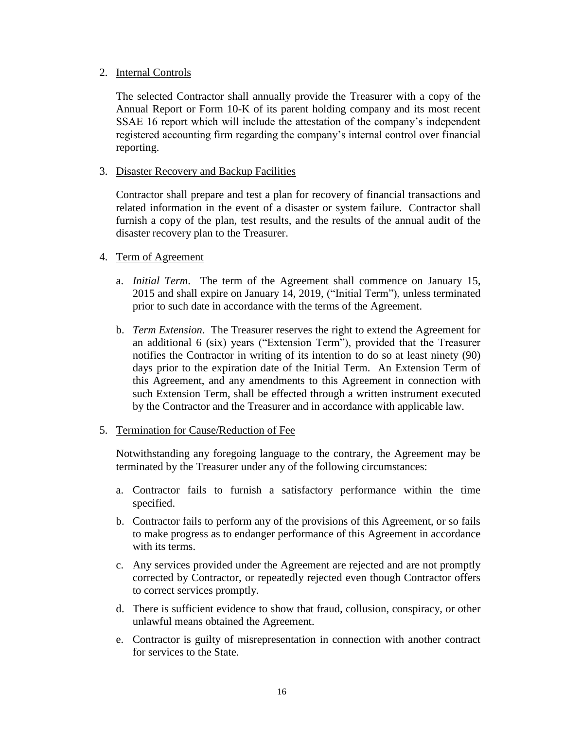2. <u>Internal Controls</u>

   The selected Contractor shall annually provide the Treasurer with a copy of the Annual Report or Form 10-K of its parent holding company and its most recent SSAE 16 report which will include the attestation of the company's independent registered accounting firm regarding the company's internal control over financial reporting.

3. <u>Disaster Recovery and Backup Facilities</u>

   Contractor shall prepare and test a plan for recovery of financial transactions and related information in the event of a disaster or system failure. Contractor shall furnish a copy of the plan, test results, and the results of the annual audit of the disaster recovery plan to the Treasurer.

4. <u>Term of Agreement</u>

   a. *Initial Term*. The term of the Agreement shall commence on January 15, 2015 and shall expire on January 14, 2019, ("Initial Term"), unless terminated prior to such date in accordance with the terms of the Agreement.

   b. *Term Extension*. The Treasurer reserves the right to extend the Agreement for an additional 6 (six) years ("Extension Term"), provided that the Treasurer notifies the Contractor in writing of its intention to do so at least ninety (90) days prior to the expiration date of the Initial Term. An Extension Term of this Agreement, and any amendments to this Agreement in connection with such Extension Term, shall be effected through a written instrument executed by the Contractor and the Treasurer and in accordance with applicable law.

5. <u>Termination for Cause/Reduction of Fee</u>

   Notwithstanding any foregoing language to the contrary, the Agreement may be terminated by the Treasurer under any of the following circumstances:

   a. Contractor fails to furnish a satisfactory performance within the time specified.

   b. Contractor fails to perform any of the provisions of this Agreement, or so fails to make progress as to endanger performance of this Agreement in accordance with its terms.

   c. Any services provided under the Agreement are rejected and are not promptly corrected by Contractor, or repeatedly rejected even though Contractor offers to correct services promptly.

   d. There is sufficient evidence to show that fraud, collusion, conspiracy, or other unlawful means obtained the Agreement.

   e. Contractor is guilty of misrepresentation in connection with another contract for services to the State.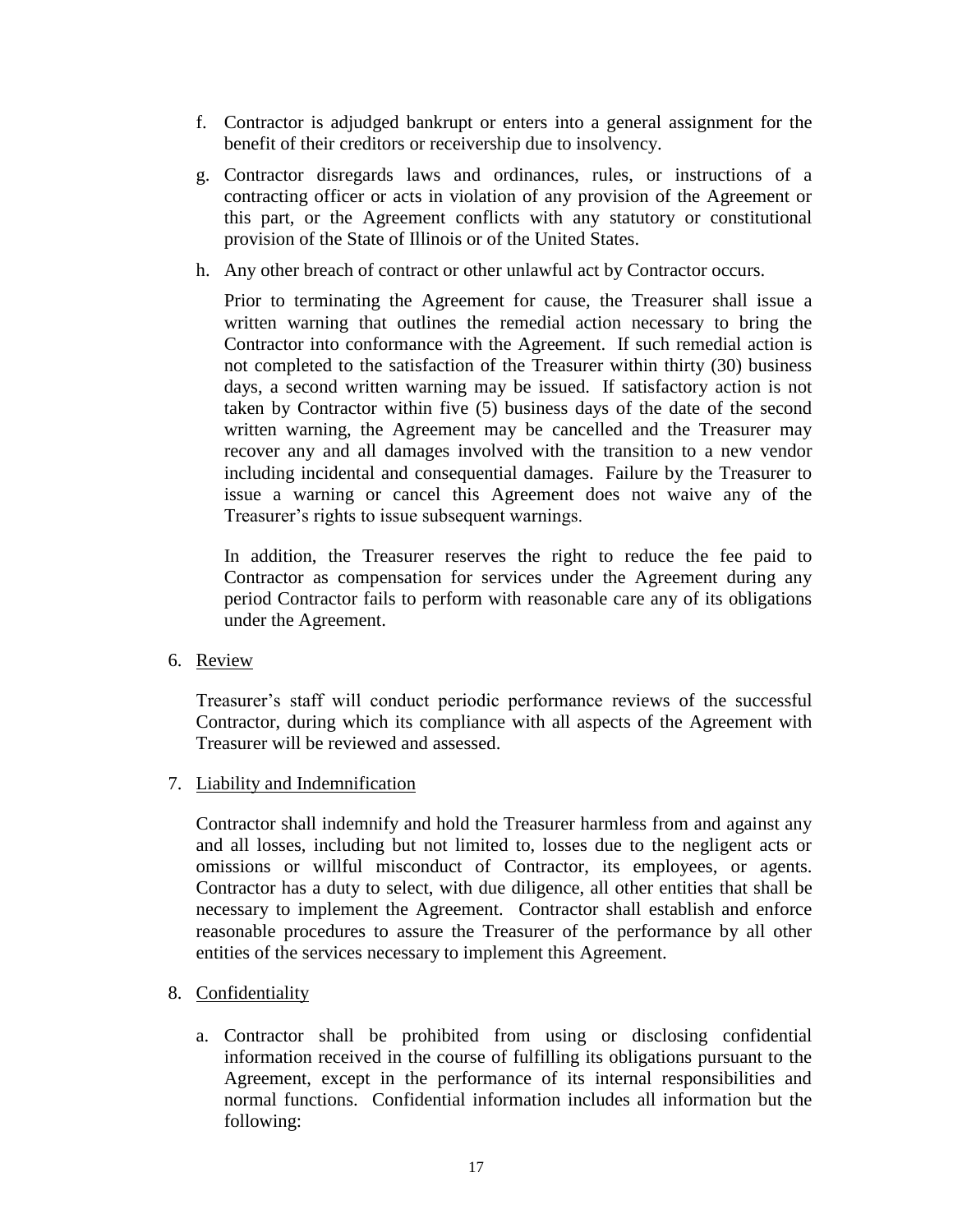f. Contractor is adjudged bankrupt or enters into a general assignment for the benefit of their creditors or receivership due to insolvency.

g. Contractor disregards laws and ordinances, rules, or instructions of a contracting officer or acts in violation of any provision of the Agreement or this part, or the Agreement conflicts with any statutory or constitutional provision of the State of Illinois or of the United States.

h. Any other breach of contract or other unlawful act by Contractor occurs.

Prior to terminating the Agreement for cause, the Treasurer shall issue a written warning that outlines the remedial action necessary to bring the Contractor into conformance with the Agreement. If such remedial action is not completed to the satisfaction of the Treasurer within thirty (30) business days, a second written warning may be issued. If satisfactory action is not taken by Contractor within five (5) business days of the date of the second written warning, the Agreement may be cancelled and the Treasurer may recover any and all damages involved with the transition to a new vendor including incidental and consequential damages. Failure by the Treasurer to issue a warning or cancel this Agreement does not waive any of the Treasurer's rights to issue subsequent warnings.

In addition, the Treasurer reserves the right to reduce the fee paid to Contractor as compensation for services under the Agreement during any period Contractor fails to perform with reasonable care any of its obligations under the Agreement.

6. Review

Treasurer's staff will conduct periodic performance reviews of the successful Contractor, during which its compliance with all aspects of the Agreement with Treasurer will be reviewed and assessed.

7. Liability and Indemnification

Contractor shall indemnify and hold the Treasurer harmless from and against any and all losses, including but not limited to, losses due to the negligent acts or omissions or willful misconduct of Contractor, its employees, or agents. Contractor has a duty to select, with due diligence, all other entities that shall be necessary to implement the Agreement. Contractor shall establish and enforce reasonable procedures to assure the Treasurer of the performance by all other entities of the services necessary to implement this Agreement.

8. Confidentiality

a. Contractor shall be prohibited from using or disclosing confidential information received in the course of fulfilling its obligations pursuant to the Agreement, except in the performance of its internal responsibilities and normal functions. Confidential information includes all information but the following: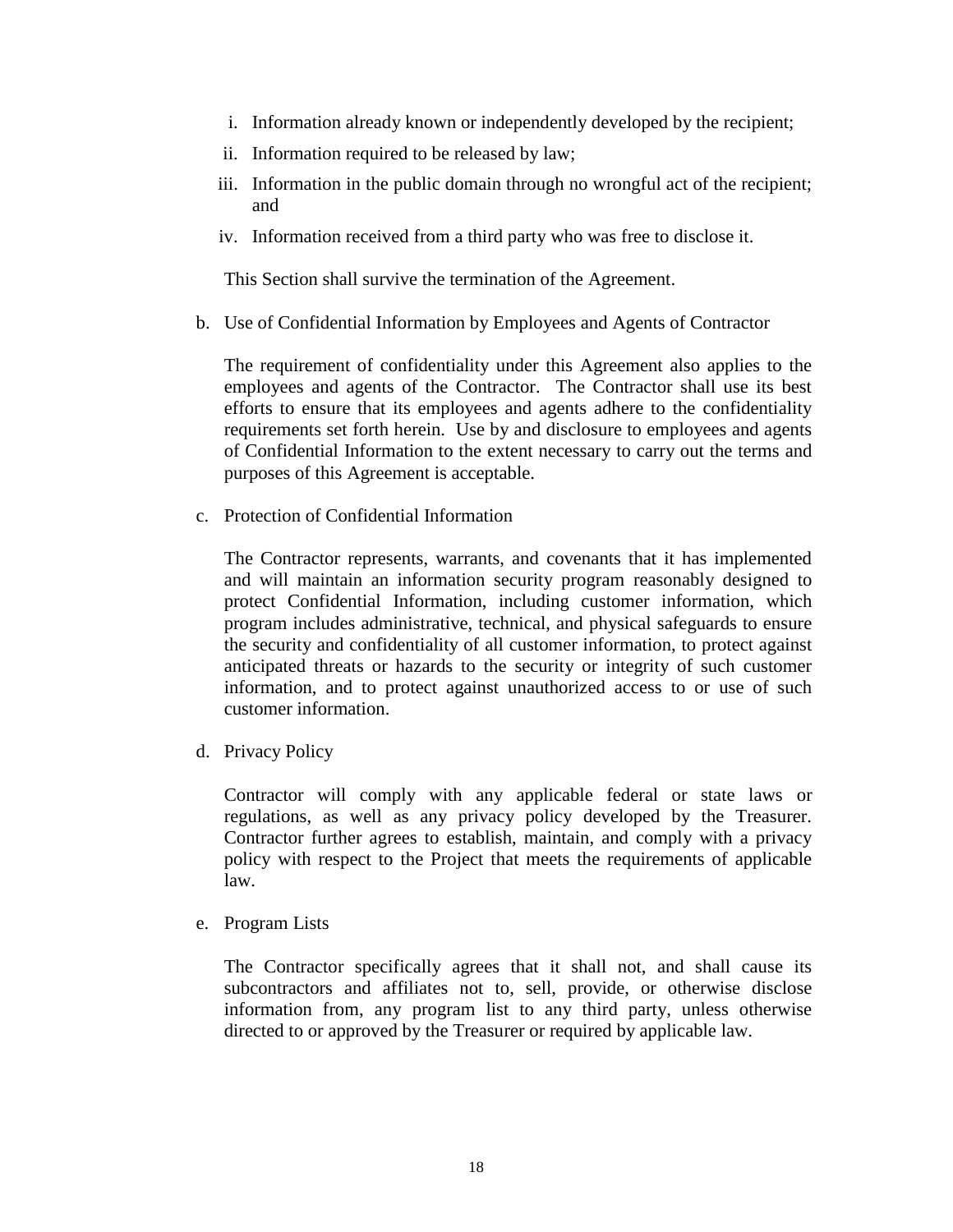i. Information already known or independently developed by the recipient;
ii. Information required to be released by law;
iii. Information in the public domain through no wrongful act of the recipient; and
iv. Information received from a third party who was free to disclose it.

This Section shall survive the termination of the Agreement.

b. Use of Confidential Information by Employees and Agents of Contractor

The requirement of confidentiality under this Agreement also applies to the employees and agents of the Contractor. The Contractor shall use its best efforts to ensure that its employees and agents adhere to the confidentiality requirements set forth herein. Use by and disclosure to employees and agents of Confidential Information to the extent necessary to carry out the terms and purposes of this Agreement is acceptable.

c. Protection of Confidential Information

The Contractor represents, warrants, and covenants that it has implemented and will maintain an information security program reasonably designed to protect Confidential Information, including customer information, which program includes administrative, technical, and physical safeguards to ensure the security and confidentiality of all customer information, to protect against anticipated threats or hazards to the security or integrity of such customer information, and to protect against unauthorized access to or use of such customer information.

d. Privacy Policy

Contractor will comply with any applicable federal or state laws or regulations, as well as any privacy policy developed by the Treasurer. Contractor further agrees to establish, maintain, and comply with a privacy policy with respect to the Project that meets the requirements of applicable law.

e. Program Lists

The Contractor specifically agrees that it shall not, and shall cause its subcontractors and affiliates not to, sell, provide, or otherwise disclose information from, any program list to any third party, unless otherwise directed to or approved by the Treasurer or required by applicable law.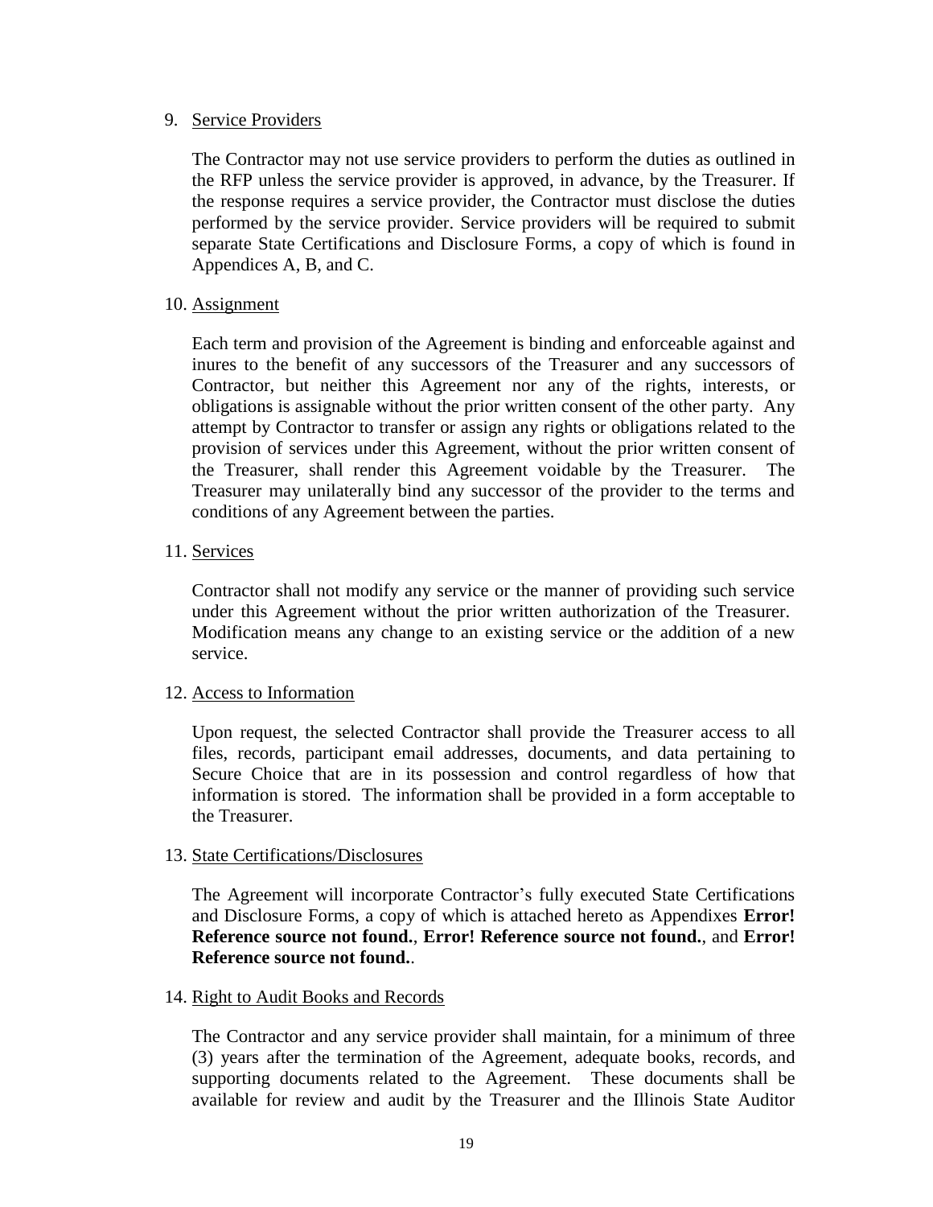9. Service Providers

   The Contractor may not use service providers to perform the duties as outlined in the RFP unless the service provider is approved, in advance, by the Treasurer. If the response requires a service provider, the Contractor must disclose the duties performed by the service provider. Service providers will be required to submit separate State Certifications and Disclosure Forms, a copy of which is found in Appendices A, B, and C.

10. Assignment

    Each term and provision of the Agreement is binding and enforceable against and inures to the benefit of any successors of the Treasurer and any successors of Contractor, but neither this Agreement nor any of the rights, interests, or obligations is assignable without the prior written consent of the other party. Any attempt by Contractor to transfer or assign any rights or obligations related to the provision of services under this Agreement, without the prior written consent of the Treasurer, shall render this Agreement voidable by the Treasurer. The Treasurer may unilaterally bind any successor of the provider to the terms and conditions of any Agreement between the parties.

11. Services

    Contractor shall not modify any service or the manner of providing such service under this Agreement without the prior written authorization of the Treasurer. Modification means any change to an existing service or the addition of a new service.

12. Access to Information

    Upon request, the selected Contractor shall provide the Treasurer access to all files, records, participant email addresses, documents, and data pertaining to Secure Choice that are in its possession and control regardless of how that information is stored. The information shall be provided in a form acceptable to the Treasurer.

13. State Certifications/Disclosures

    The Agreement will incorporate Contractor's fully executed State Certifications and Disclosure Forms, a copy of which is attached hereto as Appendixes **Error! Reference source not found.**, **Error! Reference source not found.**, and **Error! Reference source not found.**.

14. Right to Audit Books and Records

    The Contractor and any service provider shall maintain, for a minimum of three (3) years after the termination of the Agreement, adequate books, records, and supporting documents related to the Agreement. These documents shall be available for review and audit by the Treasurer and the Illinois State Auditor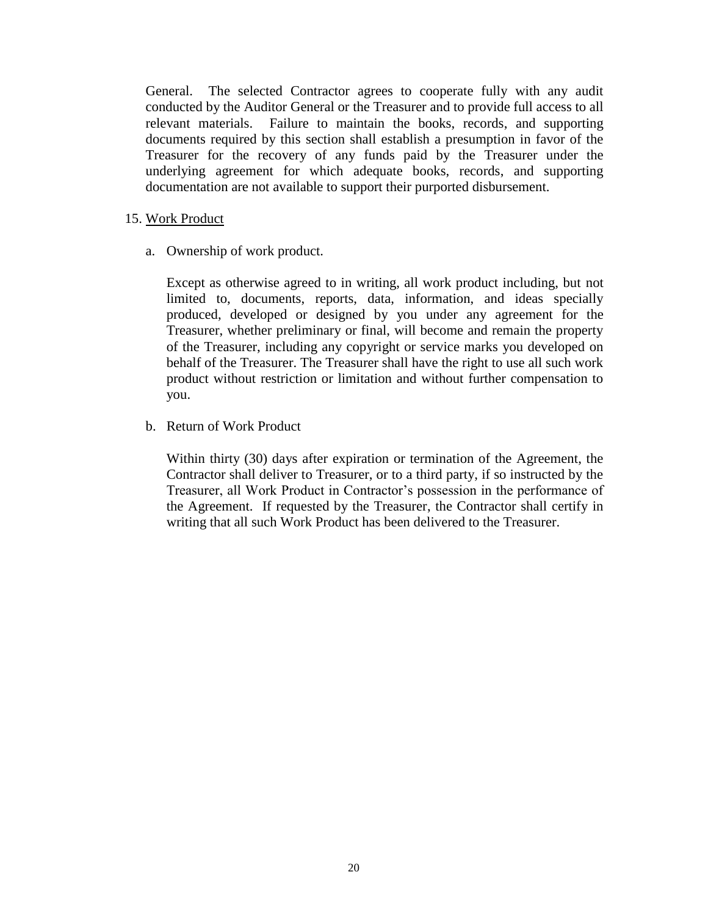General. The selected Contractor agrees to cooperate fully with any audit conducted by the Auditor General or the Treasurer and to provide full access to all relevant materials. Failure to maintain the books, records, and supporting documents required by this section shall establish a presumption in favor of the Treasurer for the recovery of any funds paid by the Treasurer under the underlying agreement for which adequate books, records, and supporting documentation are not available to support their purported disbursement.

15. <u>Work Product</u>

   a. Ownership of work product.

      Except as otherwise agreed to in writing, all work product including, but not limited to, documents, reports, data, information, and ideas specially produced, developed or designed by you under any agreement for the Treasurer, whether preliminary or final, will become and remain the property of the Treasurer, including any copyright or service marks you developed on behalf of the Treasurer. The Treasurer shall have the right to use all such work product without restriction or limitation and without further compensation to you.

   b. Return of Work Product

      Within thirty (30) days after expiration or termination of the Agreement, the Contractor shall deliver to Treasurer, or to a third party, if so instructed by the Treasurer, all Work Product in Contractor's possession in the performance of the Agreement. If requested by the Treasurer, the Contractor shall certify in writing that all such Work Product has been delivered to the Treasurer.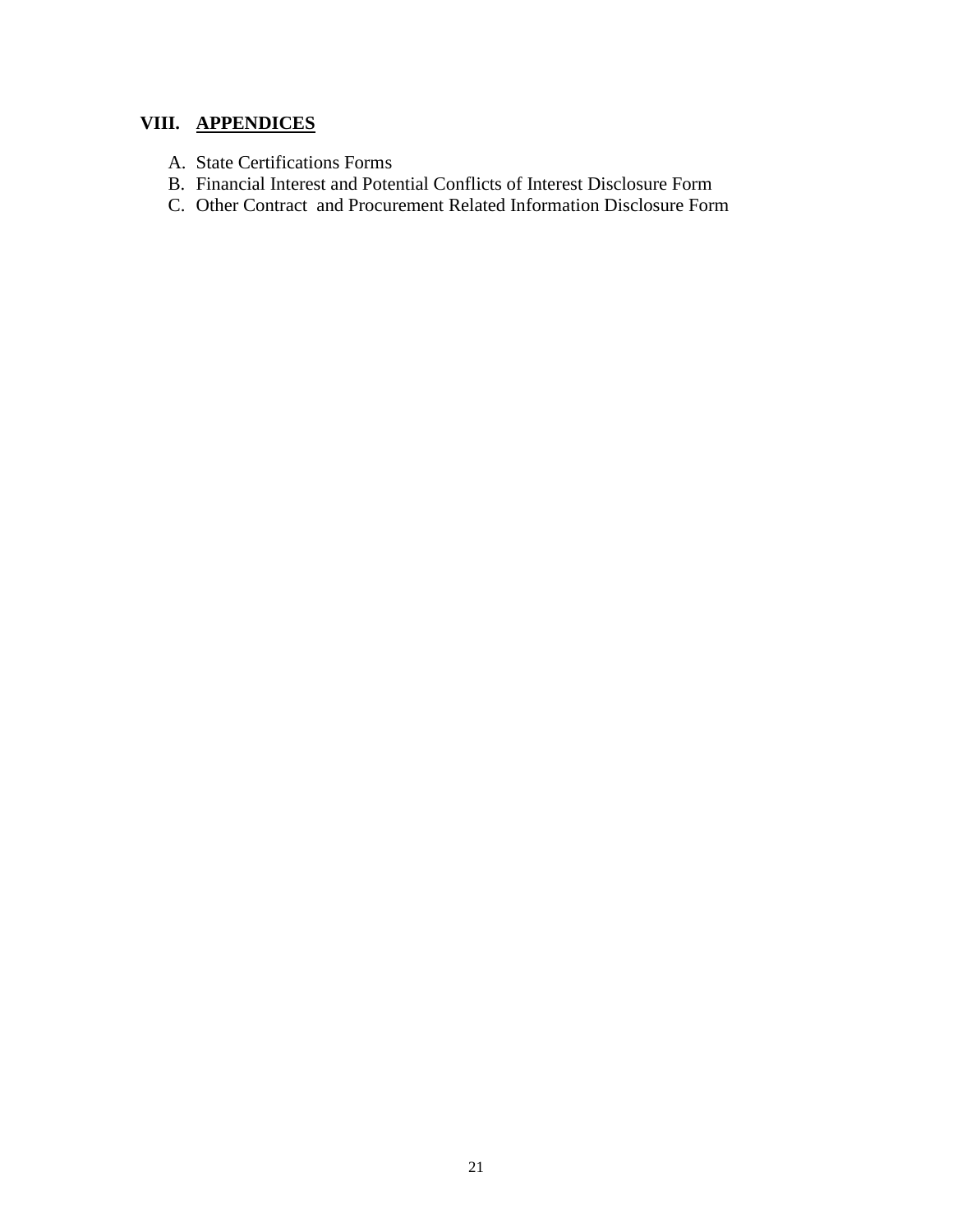## VIII. **APPENDICES**

A. State Certifications Forms
B. Financial Interest and Potential Conflicts of Interest Disclosure Form
C. Other Contract and Procurement Related Information Disclosure Form